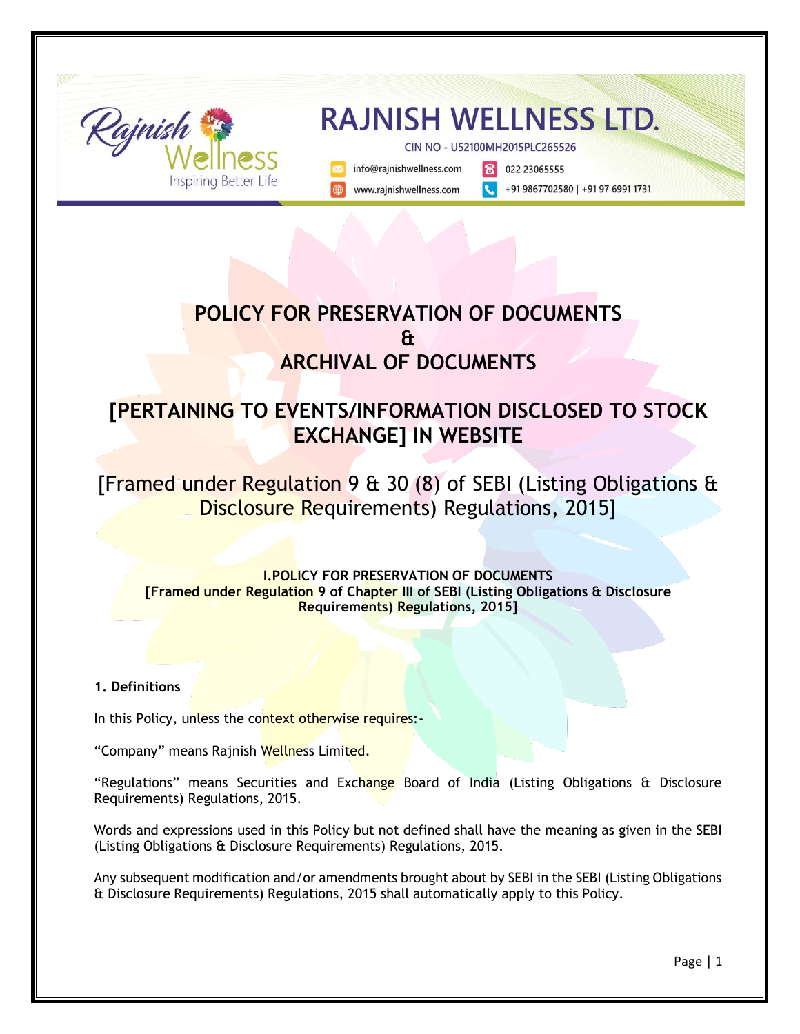# RAJNISH WELLNESS LTD.

CIN NO - U52100MH2015PLC265526

info@rajnishwellness.com | 022 23065555

www.rajnishwellness.com | +91 9867702580 | +91 97 6991 1731

# POLICY FOR PRESERVATION OF DOCUMENTS & ARCHIVAL OF DOCUMENTS

# [PERTAINING TO EVENTS/INFORMATION DISCLOSED TO STOCK EXCHANGE] IN WEBSITE

## [Framed under Regulation 9 & 30 (8) of SEBI (Listing Obligations & Disclosure Requirements) Regulations, 2015]

### I.POLICY FOR PRESERVATION OF DOCUMENTS
### [Framed under Regulation 9 of Chapter III of SEBI (Listing Obligations & Disclosure Requirements) Regulations, 2015]

**1. Definitions**

In this Policy, unless the context otherwise requires:-

"Company" means Rajnish Wellness Limited.

"Regulations" means Securities and Exchange Board of India (Listing Obligations & Disclosure Requirements) Regulations, 2015.

Words and expressions used in this Policy but not defined shall have the meaning as given in the SEBI (Listing Obligations & Disclosure Requirements) Regulations, 2015.

Any subsequent modification and/or amendments brought about by SEBI in the SEBI (Listing Obligations & Disclosure Requirements) Regulations, 2015 shall automatically apply to this Policy.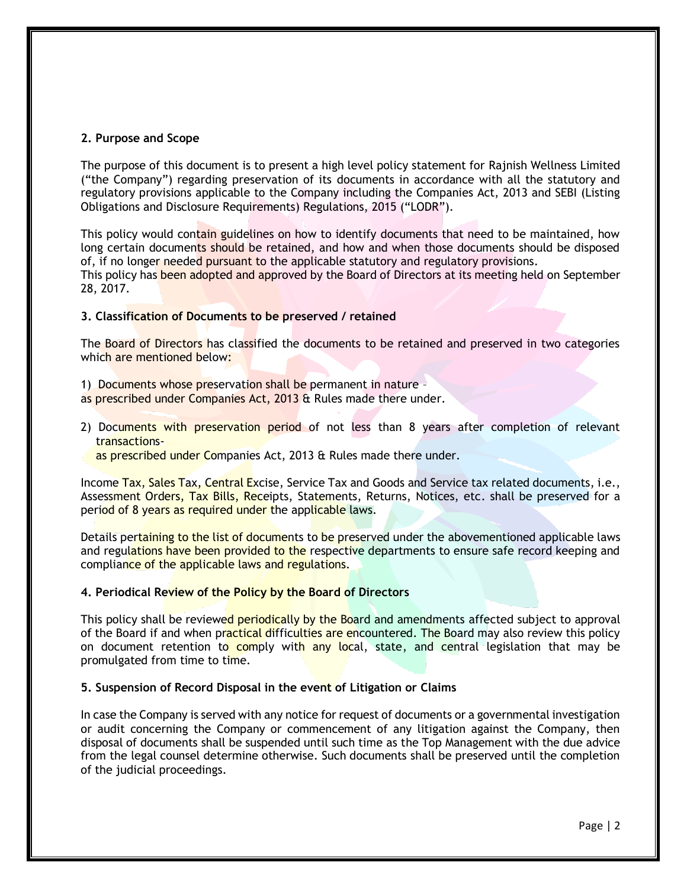## 2. Purpose and Scope

The purpose of this document is to present a high level policy statement for Rajnish Wellness Limited ("the Company") regarding preservation of its documents in accordance with all the statutory and regulatory provisions applicable to the Company including the Companies Act, 2013 and SEBI (Listing Obligations and Disclosure Requirements) Regulations, 2015 ("LODR").

This policy would contain guidelines on how to identify documents that need to be maintained, how long certain documents should be retained, and how and when those documents should be disposed of, if no longer needed pursuant to the applicable statutory and regulatory provisions.
This policy has been adopted and approved by the Board of Directors at its meeting held on September 28, 2017.

## 3. Classification of Documents to be preserved / retained

The Board of Directors has classified the documents to be retained and preserved in two categories which are mentioned below:

1) Documents whose preservation shall be permanent in nature –
as prescribed under Companies Act, 2013 & Rules made there under.

2) Documents with preservation period of not less than 8 years after completion of relevant transactions-
as prescribed under Companies Act, 2013 & Rules made there under.

Income Tax, Sales Tax, Central Excise, Service Tax and Goods and Service tax related documents, i.e., Assessment Orders, Tax Bills, Receipts, Statements, Returns, Notices, etc. shall be preserved for a period of 8 years as required under the applicable laws.

Details pertaining to the list of documents to be preserved under the abovementioned applicable laws and regulations have been provided to the respective departments to ensure safe record keeping and compliance of the applicable laws and regulations.

## 4. Periodical Review of the Policy by the Board of Directors

This policy shall be reviewed periodically by the Board and amendments affected subject to approval of the Board if and when practical difficulties are encountered. The Board may also review this policy on document retention to comply with any local, state, and central legislation that may be promulgated from time to time.

## 5. Suspension of Record Disposal in the event of Litigation or Claims

In case the Company is served with any notice for request of documents or a governmental investigation or audit concerning the Company or commencement of any litigation against the Company, then disposal of documents shall be suspended until such time as the Top Management with the due advice from the legal counsel determine otherwise. Such documents shall be preserved until the completion of the judicial proceedings.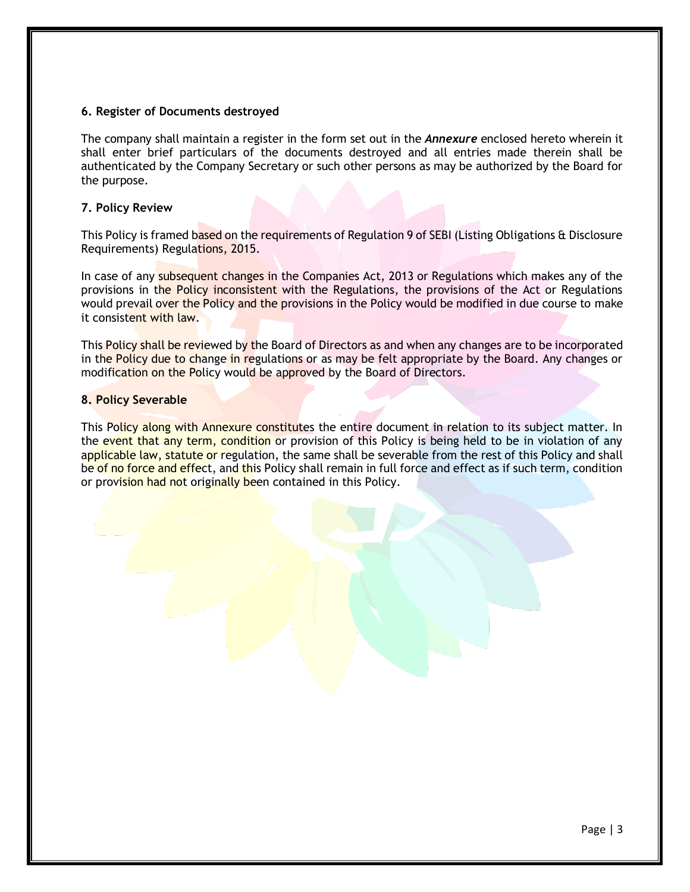**6. Register of Documents destroyed**

The company shall maintain a register in the form set out in the ***Annexure*** enclosed hereto wherein it shall enter brief particulars of the documents destroyed and all entries made therein shall be authenticated by the Company Secretary or such other persons as may be authorized by the Board for the purpose.

**7. Policy Review**

This Policy is framed based on the requirements of Regulation 9 of SEBI (Listing Obligations & Disclosure Requirements) Regulations, 2015.

In case of any subsequent changes in the Companies Act, 2013 or Regulations which makes any of the provisions in the Policy inconsistent with the Regulations, the provisions of the Act or Regulations would prevail over the Policy and the provisions in the Policy would be modified in due course to make it consistent with law.

This Policy shall be reviewed by the Board of Directors as and when any changes are to be incorporated in the Policy due to change in regulations or as may be felt appropriate by the Board. Any changes or modification on the Policy would be approved by the Board of Directors.

**8. Policy Severable**

This Policy along with Annexure constitutes the entire document in relation to its subject matter. In the event that any term, condition or provision of this Policy is being held to be in violation of any applicable law, statute or regulation, the same shall be severable from the rest of this Policy and shall be of no force and effect, and this Policy shall remain in full force and effect as if such term, condition or provision had not originally been contained in this Policy.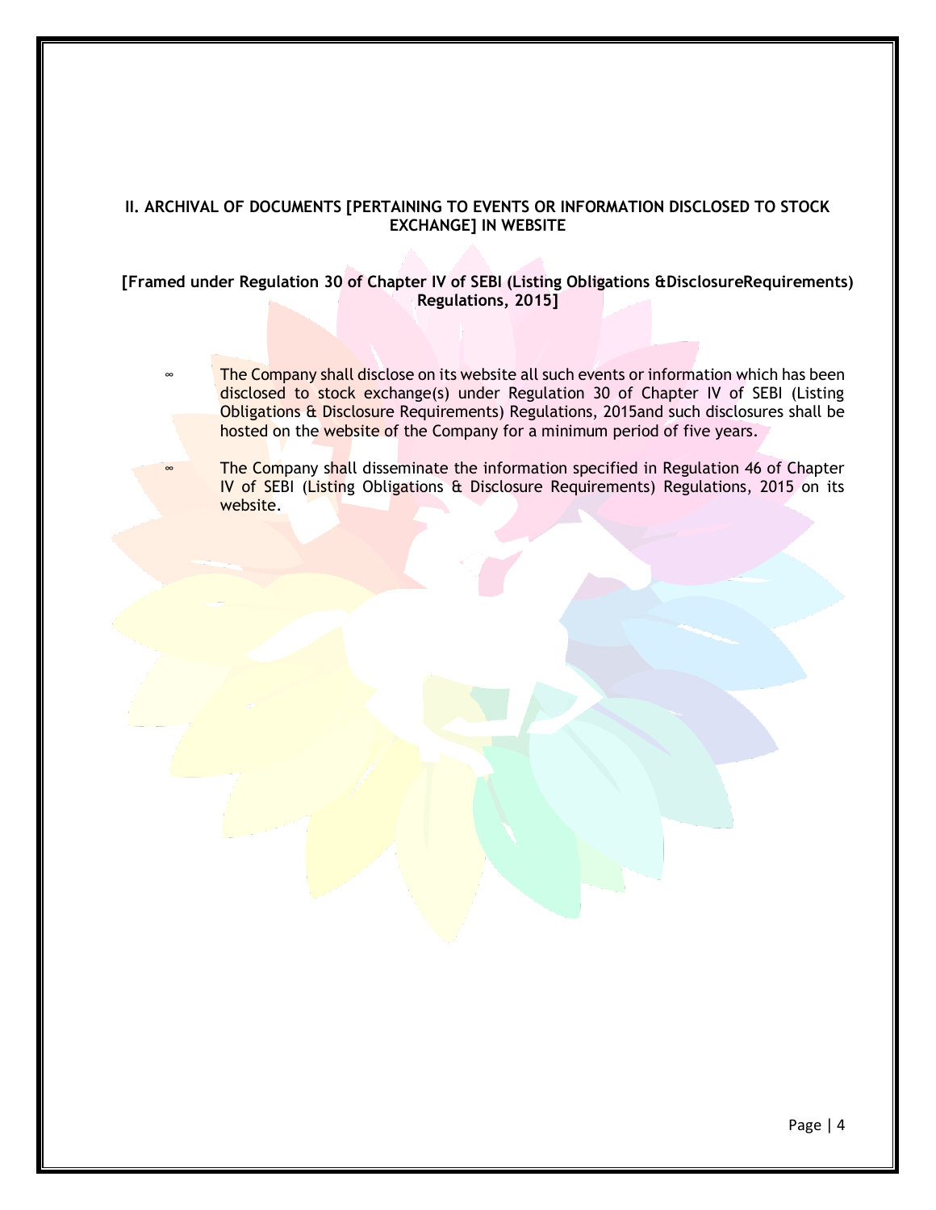## II. ARCHIVAL OF DOCUMENTS [PERTAINING TO EVENTS OR INFORMATION DISCLOSED TO STOCK EXCHANGE] IN WEBSITE

**[Framed under Regulation 30 of Chapter IV of SEBI (Listing Obligations &DisclosureRequirements) Regulations, 2015]**

- The Company shall disclose on its website all such events or information which has been disclosed to stock exchange(s) under Regulation 30 of Chapter IV of SEBI (Listing Obligations & Disclosure Requirements) Regulations, 2015and such disclosures shall be hosted on the website of the Company for a minimum period of five years.
- The Company shall disseminate the information specified in Regulation 46 of Chapter IV of SEBI (Listing Obligations & Disclosure Requirements) Regulations, 2015 on its website.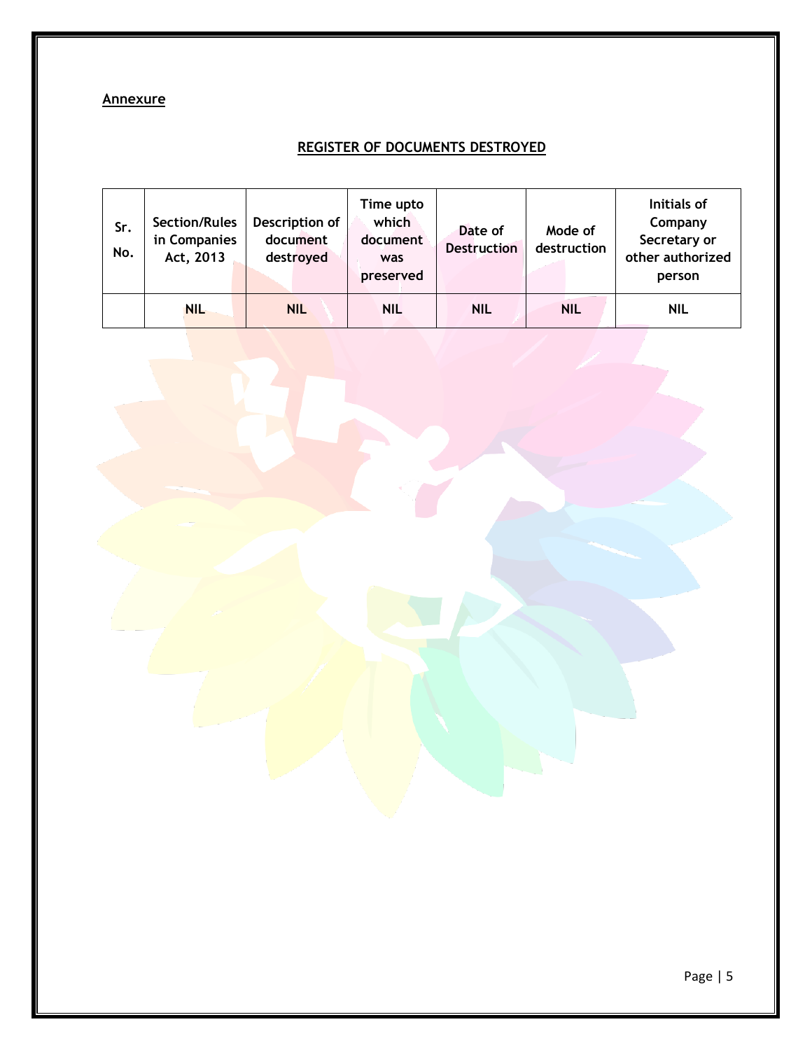**Annexure**

## REGISTER OF DOCUMENTS DESTROYED

| Sr. No. | Section/Rules in Companies Act, 2013 | Description of document destroyed | Time upto which document was preserved | Date of Destruction | Mode of destruction | Initials of Company Secretary or other authorized person |
|---|---|---|---|---|---|---|
| | NIL | NIL | NIL | NIL | NIL | NIL |